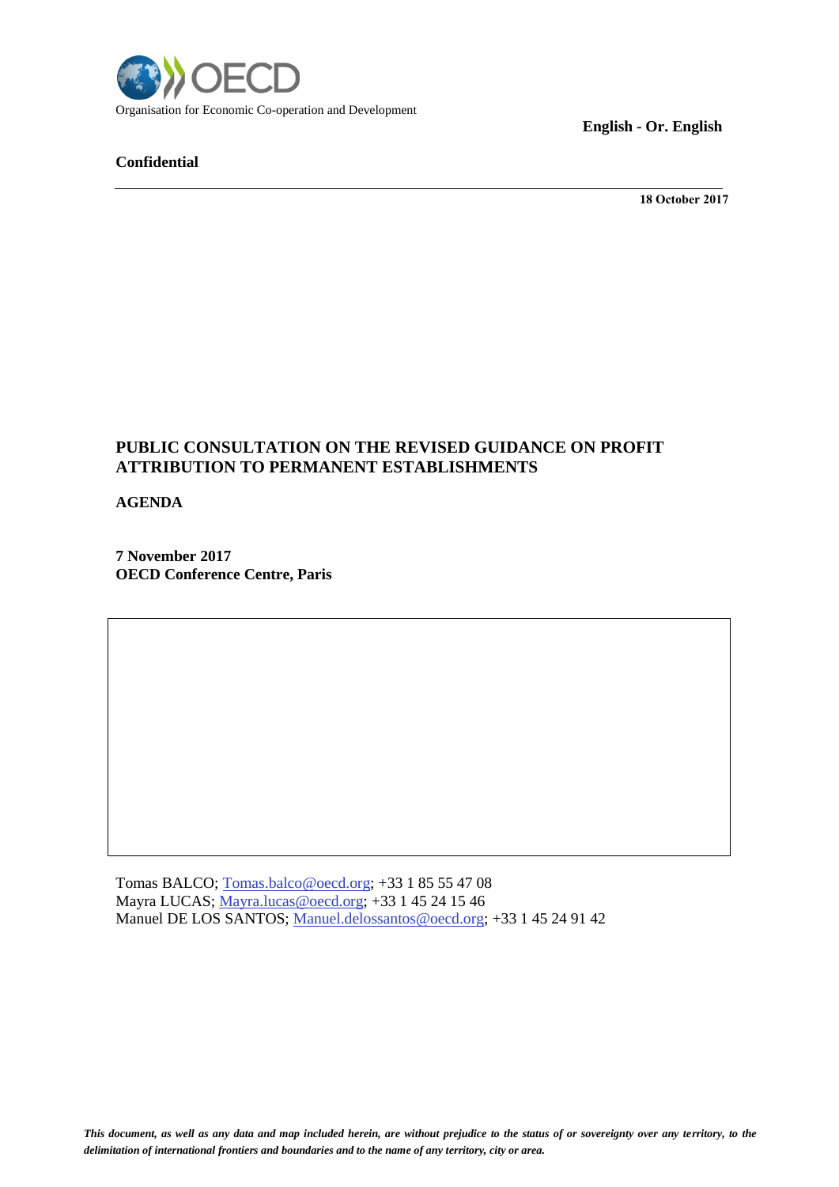Organisation for Economic Co-operation and Development

**English - Or. English**

**Confidential**

**18 October 2017**

# PUBLIC CONSULTATION ON THE REVISED GUIDANCE ON PROFIT ATTRIBUTION TO PERMANENT ESTABLISHMENTS

**AGENDA**

**7 November 2017**
**OECD Conference Centre, Paris**

Tomas BALCO; Tomas.balco@oecd.org; +33 1 85 55 47 08
Mayra LUCAS; Mayra.lucas@oecd.org; +33 1 45 24 15 46
Manuel DE LOS SANTOS; Manuel.delossantos@oecd.org; +33 1 45 24 91 42

***This document, as well as any data and map included herein, are without prejudice to the status of or sovereignty over any territory, to the delimitation of international frontiers and boundaries and to the name of any territory, city or area.***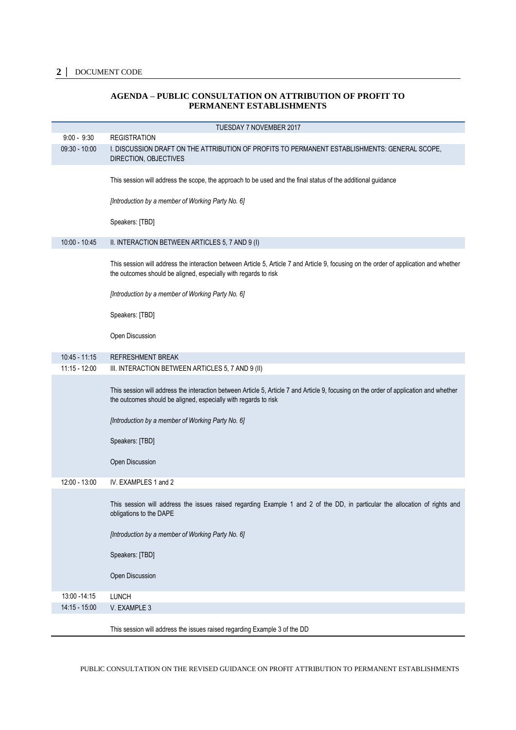## AGENDA – PUBLIC CONSULTATION ON ATTRIBUTION OF PROFIT TO PERMANENT ESTABLISHMENTS

| | TUESDAY 7 NOVEMBER 2017 |
|---|---|
| 9:00 - 9:30 | REGISTRATION |
| 09:30 - 10:00 | I. DISCUSSION DRAFT ON THE ATTRIBUTION OF PROFITS TO PERMANENT ESTABLISHMENTS: GENERAL SCOPE, DIRECTION, OBJECTIVES |
| | This session will address the scope, the approach to be used and the final status of the additional guidance<br><br>*[Introduction by a member of Working Party No. 6]*<br><br>Speakers: [TBD] |
| 10:00 - 10:45 | II. INTERACTION BETWEEN ARTICLES 5, 7 AND 9 (I) |
| | This session will address the interaction between Article 5, Article 7 and Article 9, focusing on the order of application and whether the outcomes should be aligned, especially with regards to risk<br><br>*[Introduction by a member of Working Party No. 6]*<br><br>Speakers: [TBD]<br><br>Open Discussion |
| 10:45 - 11:15 | REFRESHMENT BREAK |
| 11:15 - 12:00 | III. INTERACTION BETWEEN ARTICLES 5, 7 AND 9 (II) |
| | This session will address the interaction between Article 5, Article 7 and Article 9, focusing on the order of application and whether the outcomes should be aligned, especially with regards to risk<br><br>*[Introduction by a member of Working Party No. 6]*<br><br>Speakers: [TBD]<br><br>Open Discussion |
| 12:00 - 13:00 | IV. EXAMPLES 1 and 2 |
| | This session will address the issues raised regarding Example 1 and 2 of the DD, in particular the allocation of rights and obligations to the DAPE<br><br>*[Introduction by a member of Working Party No. 6]*<br><br>Speakers: [TBD]<br><br>Open Discussion |
| 13:00 -14:15 | LUNCH |
| 14:15 - 15:00 | V. EXAMPLE 3 |
| | This session will address the issues raised regarding Example 3 of the DD |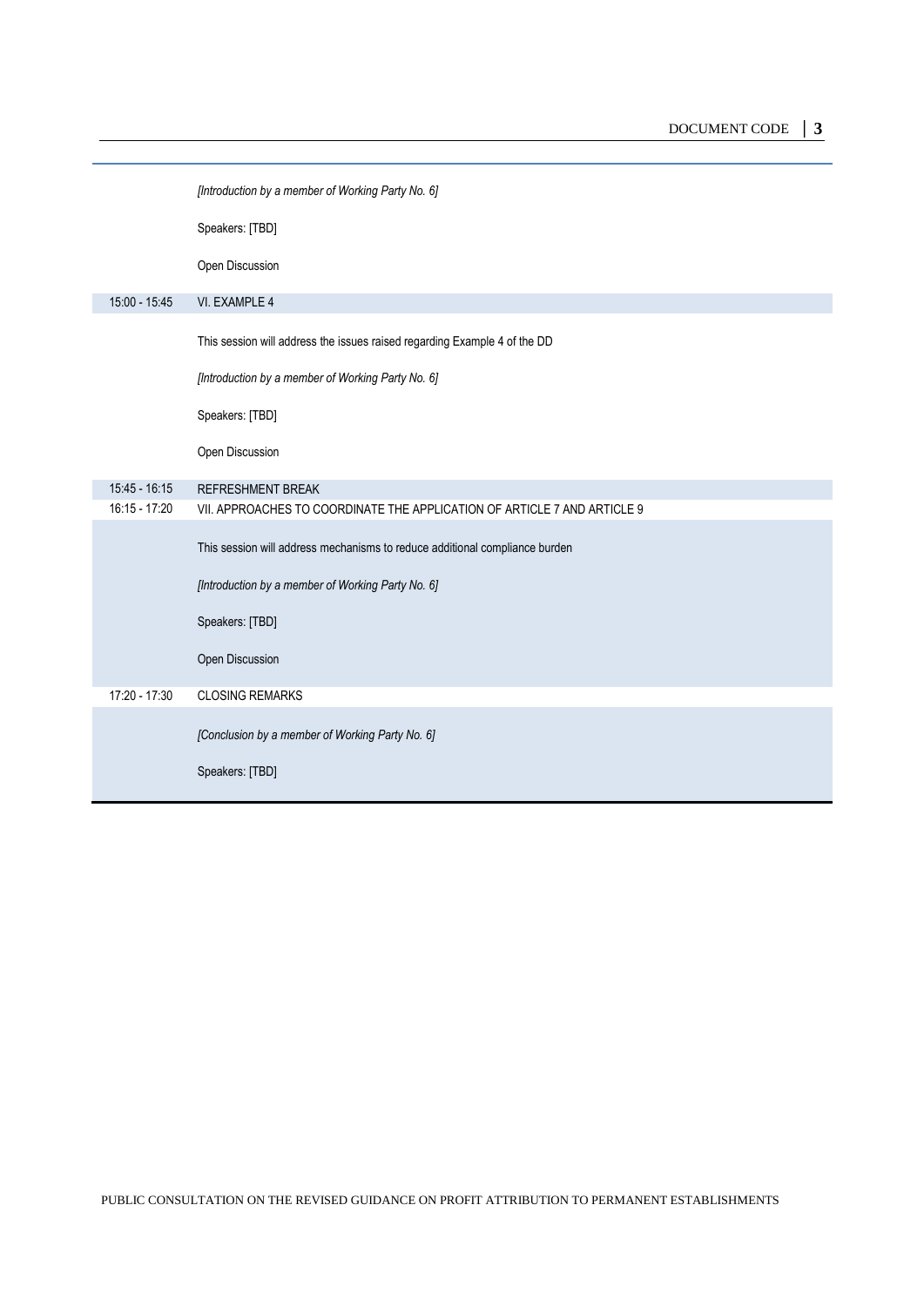| | |
|---|---|
| | *[Introduction by a member of Working Party No. 6]* |
| | Speakers: [TBD] |
| | Open Discussion |
| 15:00 - 15:45 | VI. EXAMPLE 4 |
| | This session will address the issues raised regarding Example 4 of the DD |
| | *[Introduction by a member of Working Party No. 6]* |
| | Speakers: [TBD] |
| | Open Discussion |
| 15:45 - 16:15 | REFRESHMENT BREAK |
| 16:15 - 17:20 | VII. APPROACHES TO COORDINATE THE APPLICATION OF ARTICLE 7 AND ARTICLE 9 |
| | This session will address mechanisms to reduce additional compliance burden |
| | *[Introduction by a member of Working Party No. 6]* |
| | Speakers: [TBD] |
| | Open Discussion |
| 17:20 - 17:30 | CLOSING REMARKS |
| | *[Conclusion by a member of Working Party No. 6]* |
| | Speakers: [TBD] |